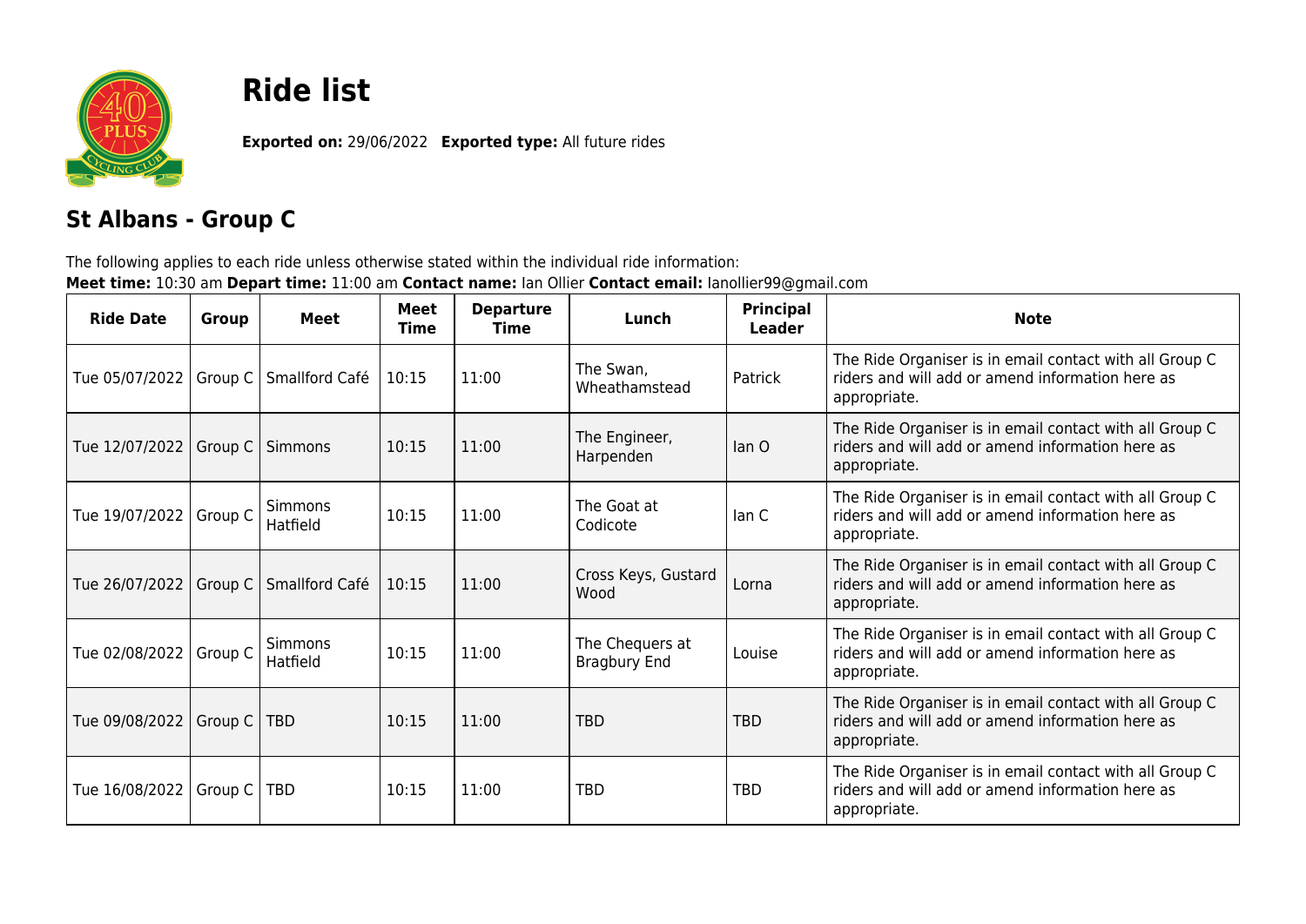# Ride list

**Exported on:** 29/06/2022 **Exported type:** All future rides

## St Albans - Group C

The following applies to each ride unless otherwise stated within the individual ride information:
**Meet time:** 10:30 am **Depart time:** 11:00 am **Contact name:** Ian Ollier **Contact email:** Ianollier99@gmail.com

| Ride Date | Group | Meet | Meet Time | Departure Time | Lunch | Principal Leader | Note |
|---|---|---|---|---|---|---|---|
| Tue 05/07/2022 | Group C | Smallford Café | 10:15 | 11:00 | The Swan, Wheathamstead | Patrick | The Ride Organiser is in email contact with all Group C riders and will add or amend information here as appropriate. |
| Tue 12/07/2022 | Group C | Simmons | 10:15 | 11:00 | The Engineer, Harpenden | Ian O | The Ride Organiser is in email contact with all Group C riders and will add or amend information here as appropriate. |
| Tue 19/07/2022 | Group C | Simmons Hatfield | 10:15 | 11:00 | The Goat at Codicote | Ian C | The Ride Organiser is in email contact with all Group C riders and will add or amend information here as appropriate. |
| Tue 26/07/2022 | Group C | Smallford Café | 10:15 | 11:00 | Cross Keys, Gustard Wood | Lorna | The Ride Organiser is in email contact with all Group C riders and will add or amend information here as appropriate. |
| Tue 02/08/2022 | Group C | Simmons Hatfield | 10:15 | 11:00 | The Chequers at Bragbury End | Louise | The Ride Organiser is in email contact with all Group C riders and will add or amend information here as appropriate. |
| Tue 09/08/2022 | Group C | TBD | 10:15 | 11:00 | TBD | TBD | The Ride Organiser is in email contact with all Group C riders and will add or amend information here as appropriate. |
| Tue 16/08/2022 | Group C | TBD | 10:15 | 11:00 | TBD | TBD | The Ride Organiser is in email contact with all Group C riders and will add or amend information here as appropriate. |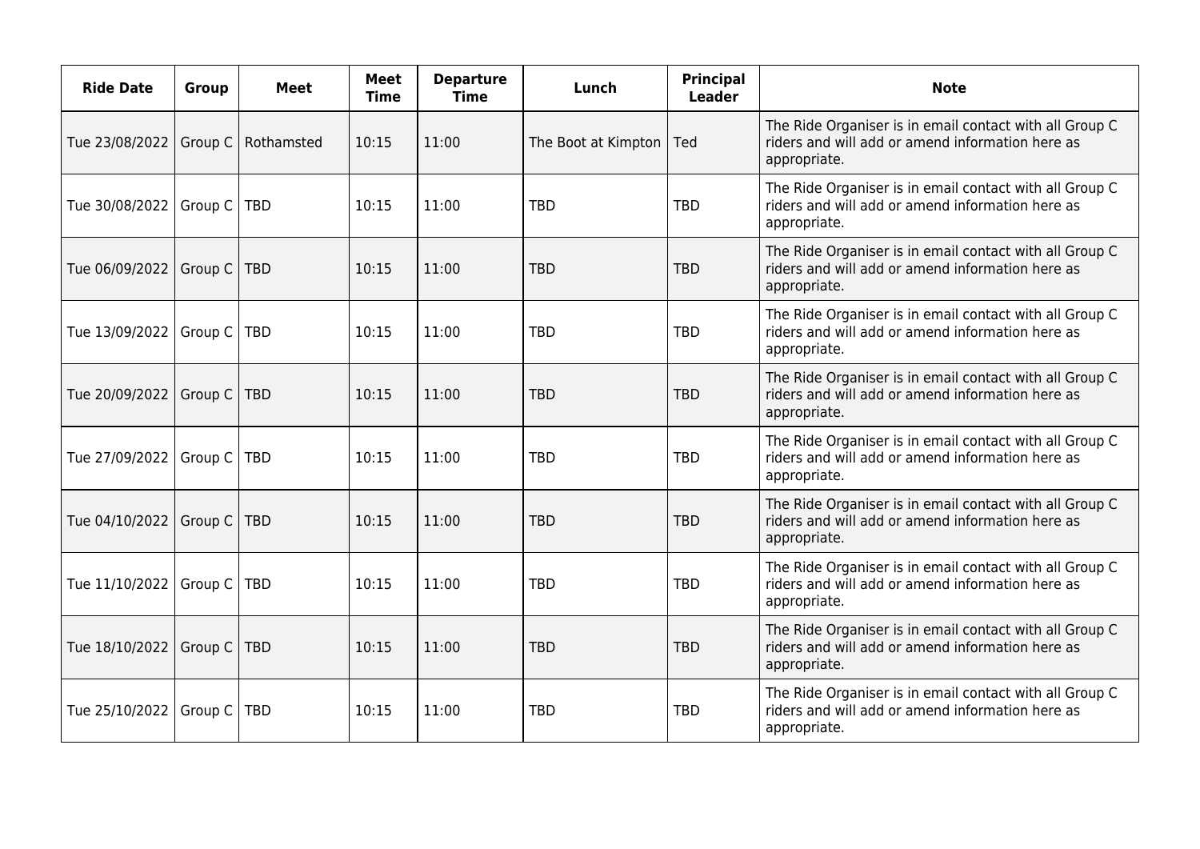| Ride Date | Group | Meet | Meet Time | Departure Time | Lunch | Principal Leader | Note |
|---|---|---|---|---|---|---|---|
| Tue 23/08/2022 | Group C | Rothamsted | 10:15 | 11:00 | The Boot at Kimpton | Ted | The Ride Organiser is in email contact with all Group C riders and will add or amend information here as appropriate. |
| Tue 30/08/2022 | Group C | TBD | 10:15 | 11:00 | TBD | TBD | The Ride Organiser is in email contact with all Group C riders and will add or amend information here as appropriate. |
| Tue 06/09/2022 | Group C | TBD | 10:15 | 11:00 | TBD | TBD | The Ride Organiser is in email contact with all Group C riders and will add or amend information here as appropriate. |
| Tue 13/09/2022 | Group C | TBD | 10:15 | 11:00 | TBD | TBD | The Ride Organiser is in email contact with all Group C riders and will add or amend information here as appropriate. |
| Tue 20/09/2022 | Group C | TBD | 10:15 | 11:00 | TBD | TBD | The Ride Organiser is in email contact with all Group C riders and will add or amend information here as appropriate. |
| Tue 27/09/2022 | Group C | TBD | 10:15 | 11:00 | TBD | TBD | The Ride Organiser is in email contact with all Group C riders and will add or amend information here as appropriate. |
| Tue 04/10/2022 | Group C | TBD | 10:15 | 11:00 | TBD | TBD | The Ride Organiser is in email contact with all Group C riders and will add or amend information here as appropriate. |
| Tue 11/10/2022 | Group C | TBD | 10:15 | 11:00 | TBD | TBD | The Ride Organiser is in email contact with all Group C riders and will add or amend information here as appropriate. |
| Tue 18/10/2022 | Group C | TBD | 10:15 | 11:00 | TBD | TBD | The Ride Organiser is in email contact with all Group C riders and will add or amend information here as appropriate. |
| Tue 25/10/2022 | Group C | TBD | 10:15 | 11:00 | TBD | TBD | The Ride Organiser is in email contact with all Group C riders and will add or amend information here as appropriate. |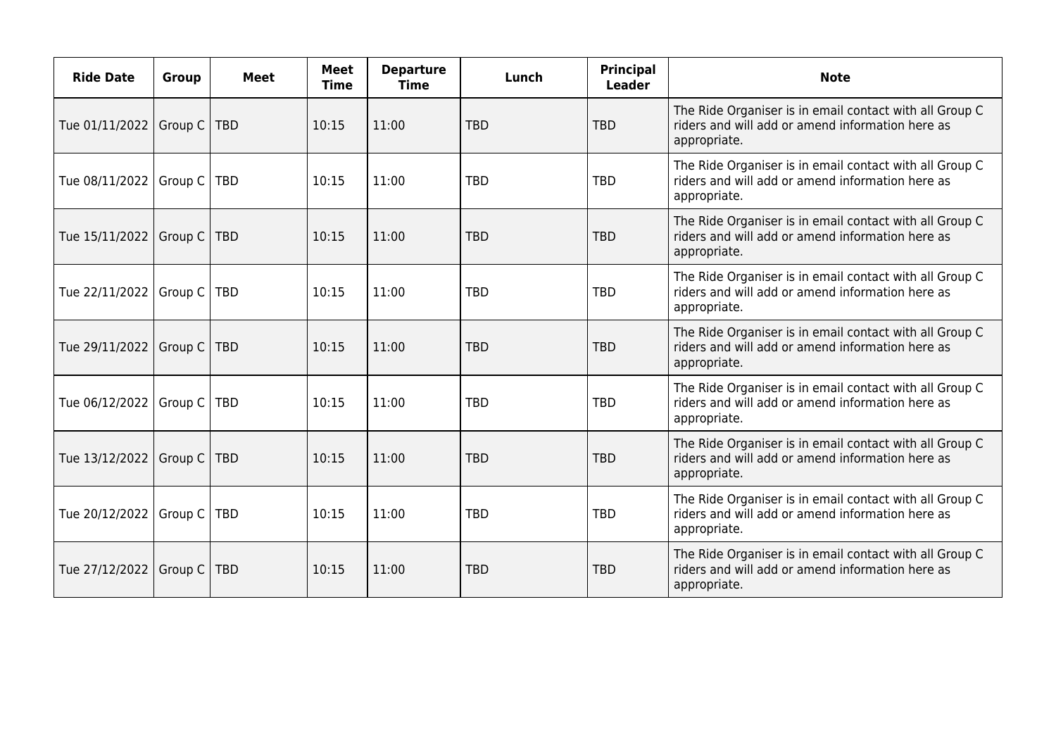| Ride Date | Group | Meet | Meet Time | Departure Time | Lunch | Principal Leader | Note |
|---|---|---|---|---|---|---|---|
| Tue 01/11/2022 | Group C | TBD | 10:15 | 11:00 | TBD | TBD | The Ride Organiser is in email contact with all Group C riders and will add or amend information here as appropriate. |
| Tue 08/11/2022 | Group C | TBD | 10:15 | 11:00 | TBD | TBD | The Ride Organiser is in email contact with all Group C riders and will add or amend information here as appropriate. |
| Tue 15/11/2022 | Group C | TBD | 10:15 | 11:00 | TBD | TBD | The Ride Organiser is in email contact with all Group C riders and will add or amend information here as appropriate. |
| Tue 22/11/2022 | Group C | TBD | 10:15 | 11:00 | TBD | TBD | The Ride Organiser is in email contact with all Group C riders and will add or amend information here as appropriate. |
| Tue 29/11/2022 | Group C | TBD | 10:15 | 11:00 | TBD | TBD | The Ride Organiser is in email contact with all Group C riders and will add or amend information here as appropriate. |
| Tue 06/12/2022 | Group C | TBD | 10:15 | 11:00 | TBD | TBD | The Ride Organiser is in email contact with all Group C riders and will add or amend information here as appropriate. |
| Tue 13/12/2022 | Group C | TBD | 10:15 | 11:00 | TBD | TBD | The Ride Organiser is in email contact with all Group C riders and will add or amend information here as appropriate. |
| Tue 20/12/2022 | Group C | TBD | 10:15 | 11:00 | TBD | TBD | The Ride Organiser is in email contact with all Group C riders and will add or amend information here as appropriate. |
| Tue 27/12/2022 | Group C | TBD | 10:15 | 11:00 | TBD | TBD | The Ride Organiser is in email contact with all Group C riders and will add or amend information here as appropriate. |